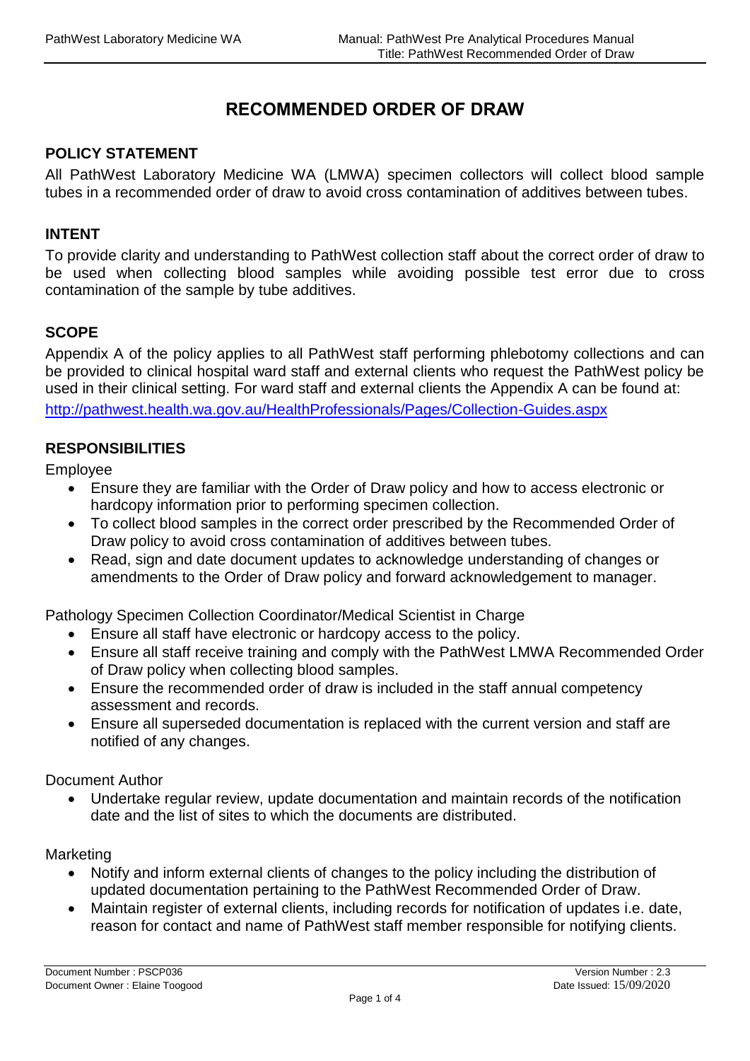# RECOMMENDED ORDER OF DRAW

## POLICY STATEMENT

All PathWest Laboratory Medicine WA (LMWA) specimen collectors will collect blood sample tubes in a recommended order of draw to avoid cross contamination of additives between tubes.

## INTENT

To provide clarity and understanding to PathWest collection staff about the correct order of draw to be used when collecting blood samples while avoiding possible test error due to cross contamination of the sample by tube additives.

## SCOPE

Appendix A of the policy applies to all PathWest staff performing phlebotomy collections and can be provided to clinical hospital ward staff and external clients who request the PathWest policy be used in their clinical setting. For ward staff and external clients the Appendix A can be found at:

http://pathwest.health.wa.gov.au/HealthProfessionals/Pages/Collection-Guides.aspx

## RESPONSIBILITIES

Employee

- Ensure they are familiar with the Order of Draw policy and how to access electronic or hardcopy information prior to performing specimen collection.
- To collect blood samples in the correct order prescribed by the Recommended Order of Draw policy to avoid cross contamination of additives between tubes.
- Read, sign and date document updates to acknowledge understanding of changes or amendments to the Order of Draw policy and forward acknowledgement to manager.

Pathology Specimen Collection Coordinator/Medical Scientist in Charge

- Ensure all staff have electronic or hardcopy access to the policy.
- Ensure all staff receive training and comply with the PathWest LMWA Recommended Order of Draw policy when collecting blood samples.
- Ensure the recommended order of draw is included in the staff annual competency assessment and records.
- Ensure all superseded documentation is replaced with the current version and staff are notified of any changes.

Document Author

- Undertake regular review, update documentation and maintain records of the notification date and the list of sites to which the documents are distributed.

Marketing

- Notify and inform external clients of changes to the policy including the distribution of updated documentation pertaining to the PathWest Recommended Order of Draw.
- Maintain register of external clients, including records for notification of updates i.e. date, reason for contact and name of PathWest staff member responsible for notifying clients.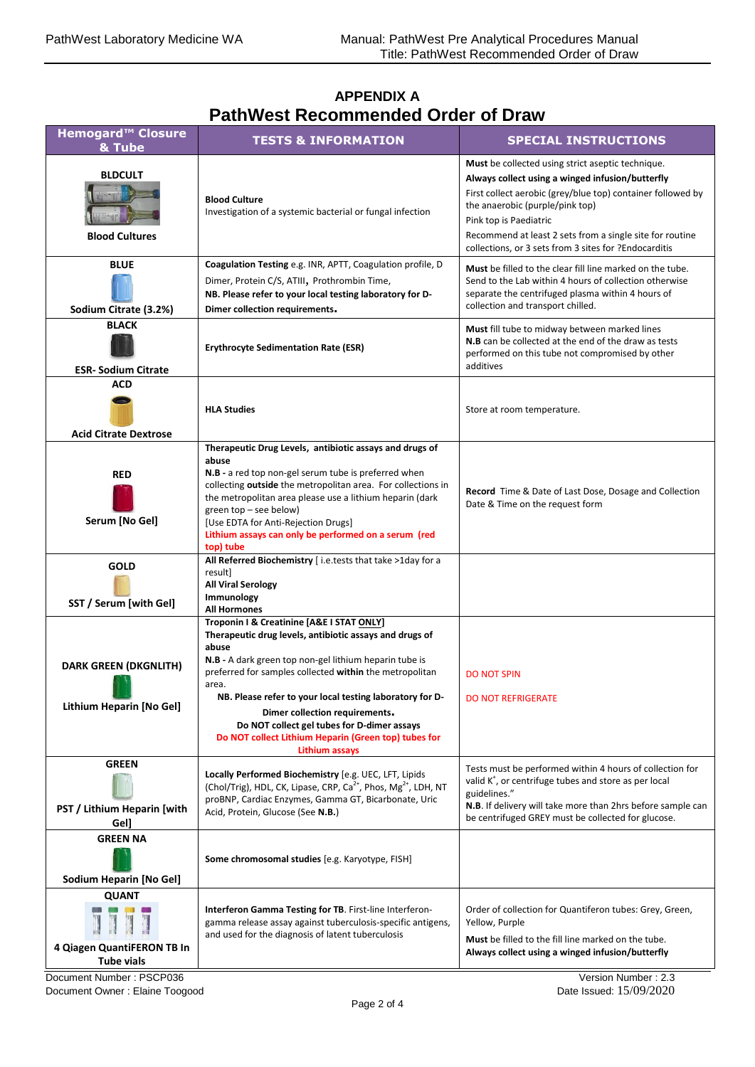# APPENDIX A

## PathWest Recommended Order of Draw

| Hemogard™ Closure & Tube | TESTS & INFORMATION | SPECIAL INSTRUCTIONS |
|---|---|---|
| **BLDCULT** **Blood Cultures** | **Blood Culture** Investigation of a systemic bacterial or fungal infection | **Must** be collected using strict aseptic technique. **Always collect using a winged infusion/butterfly** First collect aerobic (grey/blue top) container followed by the anaerobic (purple/pink top) Pink top is Paediatric Recommend at least 2 sets from a single site for routine collections, or 3 sets from 3 sites for ?Endocarditis |
| **BLUE** **Sodium Citrate (3.2%)** | **Coagulation Testing** e.g. INR, APTT, Coagulation profile, D Dimer, Protein C/S, ATIII, Prothrombin Time, **NB. Please refer to your local testing laboratory for D-Dimer collection requirements.** | **Must** be filled to the clear fill line marked on the tube. Send to the Lab within 4 hours of collection otherwise separate the centrifuged plasma within 4 hours of collection and transport chilled. |
| **BLACK** **ESR- Sodium Citrate** | **Erythrocyte Sedimentation Rate (ESR)** | **Must** fill tube to midway between marked lines **N.B** can be collected at the end of the draw as tests performed on this tube not compromised by other additives |
| **ACD** **Acid Citrate Dextrose** | **HLA Studies** | Store at room temperature. |
| **RED** **Serum [No Gel]** | **Therapeutic Drug Levels, antibiotic assays and drugs of abuse** **N.B -** a red top non-gel serum tube is preferred when collecting **outside** the metropolitan area. For collections in the metropolitan area please use a lithium heparin (dark green top – see below) [Use EDTA for Anti-Rejection Drugs] **Lithium assays can only be performed on a serum (red top) tube** | **Record** Time & Date of Last Dose, Dosage and Collection Date & Time on the request form |
| **GOLD** **SST / Serum [with Gel]** | **All Referred Biochemistry** [ i.e.tests that take >1day for a result] **All Viral Serology** **Immunology** **All Hormones** | |
| **DARK GREEN (DKGNLITH)** **Lithium Heparin [No Gel]** | **Troponin I & Creatinine [A&E I STAT ONLY]** **Therapeutic drug levels, antibiotic assays and drugs of abuse** **N.B -** A dark green top non-gel lithium heparin tube is preferred for samples collected **within** the metropolitan area. **NB. Please refer to your local testing laboratory for D-Dimer collection requirements.** **Do NOT collect gel tubes for D-dimer assays** **Do NOT collect Lithium Heparin (Green top) tubes for Lithium assays** | DO NOT SPIN DO NOT REFRIGERATE |
| **GREEN** **PST / Lithium Heparin [with Gel]** | **Locally Performed Biochemistry** [e.g. UEC, LFT, Lipids (Chol/Trig), HDL, CK, Lipase, CRP, $Ca^{2+}$, Phos, $Mg^{2+}$, LDH, NT proBNP, Cardiac Enzymes, Gamma GT, Bicarbonate, Uric Acid, Protein, Glucose (See **N.B.**) | Tests must be performed within 4 hours of collection for valid $K^{+}$, or centrifuge tubes and store as per local guidelines." **N.B**. If delivery will take more than 2hrs before sample can be centrifuged GREY must be collected for glucose. |
| **GREEN NA** **Sodium Heparin [No Gel]** | **Some chromosomal studies** [e.g. Karyotype, FISH] | |
| **QUANT** **4 Qiagen QuantiFERON TB In Tube vials** | **Interferon Gamma Testing for TB**. First-line Interferon-gamma release assay against tuberculosis-specific antigens, and used for the diagnosis of latent tuberculosis | Order of collection for Quantiferon tubes: Grey, Green, Yellow, Purple **Must** be filled to the fill line marked on the tube. **Always collect using a winged infusion/butterfly** |

Document Number : PSCP036
Document Owner : Elaine Toogood
Version Number : 2.3
Date Issued: 15/09/2020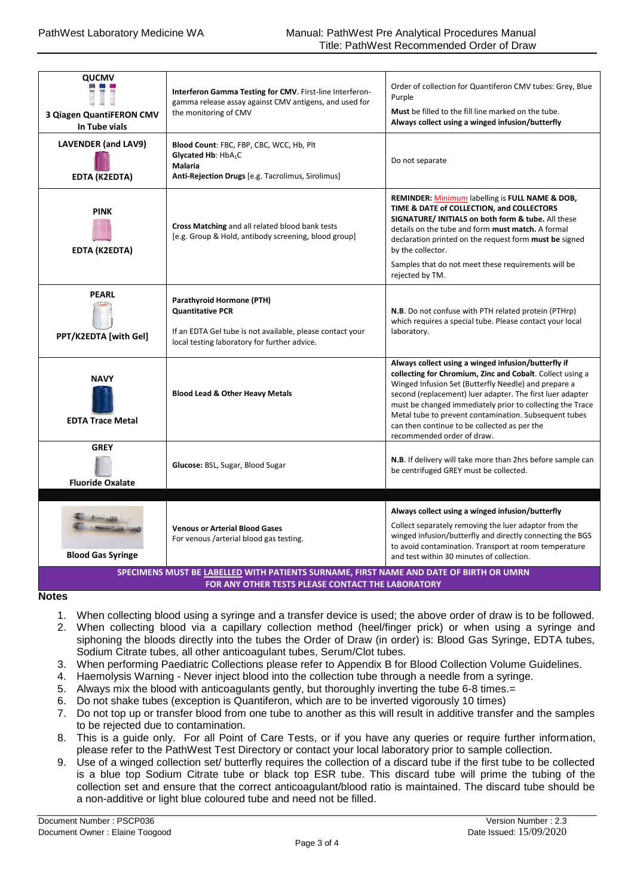| | | |
|---|---|---|
| **QUCMV**<br>**3 Qiagen QuantiFERON CMV In Tube vials** | **Interferon Gamma Testing for CMV**. First-line Interferon-gamma release assay against CMV antigens, and used for the monitoring of CMV | Order of collection for Quantiferon CMV tubes: Grey, Blue Purple<br>**Must** be filled to the fill line marked on the tube.<br>**Always collect using a winged infusion/butterfly** |
| **LAVENDER (and LAV9)**<br>**EDTA (K2EDTA)** | **Blood Count**: FBC, FBP, CBC, WCC, Hb, Plt<br>**Glycated Hb**: $HbA_1C$<br>**Malaria**<br>**Anti-Rejection Drugs** [e.g. Tacrolimus, Sirolimus] | Do not separate |
| **PINK**<br>**EDTA (K2EDTA)** | **Cross Matching** and all related blood bank tests [e.g. Group & Hold, antibody screening, blood group] | **REMINDER:** Minimum labelling is **FULL NAME & DOB, TIME & DATE of COLLECTION, and COLLECTORS SIGNATURE/ INITIALS on both form & tube.** All these details on the tube and form **must match.** A formal declaration printed on the request form **must be** signed by the collector.<br>Samples that do not meet these requirements will be rejected by TM. |
| **PEARL**<br>**PPT/K2EDTA [with Gel]** | **Parathyroid Hormone (PTH)**<br>**Quantitative PCR**<br>If an EDTA Gel tube is not available, please contact your local testing laboratory for further advice. | **N.B**. Do not confuse with PTH related protein (PTHrp) which requires a special tube. Please contact your local laboratory. |
| **NAVY**<br>**EDTA Trace Metal** | **Blood Lead & Other Heavy Metals** | **Always collect using a winged infusion/butterfly if collecting for Chromium, Zinc and Cobalt**. Collect using a Winged Infusion Set (Butterfly Needle) and prepare a second (replacement) luer adapter. The first luer adapter must be changed immediately prior to collecting the Trace Metal tube to prevent contamination. Subsequent tubes can then continue to be collected as per the recommended order of draw. |
| **GREY**<br>**Fluoride Oxalate** | **Glucose:** BSL, Sugar, Blood Sugar | **N.B**. If delivery will take more than 2hrs before sample can be centrifuged GREY must be collected. |
| | | |
| **Blood Gas Syringe** | **Venous or Arterial Blood Gases**<br>For venous /arterial blood gas testing. | **Always collect using a winged infusion/butterfly**<br>Collect separately removing the luer adaptor from the winged infusion/butterfly and directly connecting the BGS to avoid contamination. Transport at room temperature and test within 30 minutes of collection. |

**SPECIMENS MUST BE LABELLED WITH PATIENTS SURNAME, FIRST NAME AND DATE OF BIRTH OR UMRN**
**FOR ANY OTHER TESTS PLEASE CONTACT THE LABORATORY**

## Notes

1. When collecting blood using a syringe and a transfer device is used; the above order of draw is to be followed.
2. When collecting blood via a capillary collection method (heel/finger prick) or when using a syringe and siphoning the bloods directly into the tubes the Order of Draw (in order) is: Blood Gas Syringe, EDTA tubes, Sodium Citrate tubes, all other anticoagulant tubes, Serum/Clot tubes.
3. When performing Paediatric Collections please refer to Appendix B for Blood Collection Volume Guidelines.
4. Haemolysis Warning - Never inject blood into the collection tube through a needle from a syringe.
5. Always mix the blood with anticoagulants gently, but thoroughly inverting the tube 6-8 times.=
6. Do not shake tubes (exception is Quantiferon, which are to be inverted vigorously 10 times)
7. Do not top up or transfer blood from one tube to another as this will result in additive transfer and the samples to be rejected due to contamination.
8. This is a guide only. For all Point of Care Tests, or if you have any queries or require further information, please refer to the PathWest Test Directory or contact your local laboratory prior to sample collection.
9. Use of a winged collection set/ butterfly requires the collection of a discard tube if the first tube to be collected is a blue top Sodium Citrate tube or black top ESR tube. This discard tube will prime the tubing of the collection set and ensure that the correct anticoagulant/blood ratio is maintained. The discard tube should be a non-additive or light blue coloured tube and need not be filled.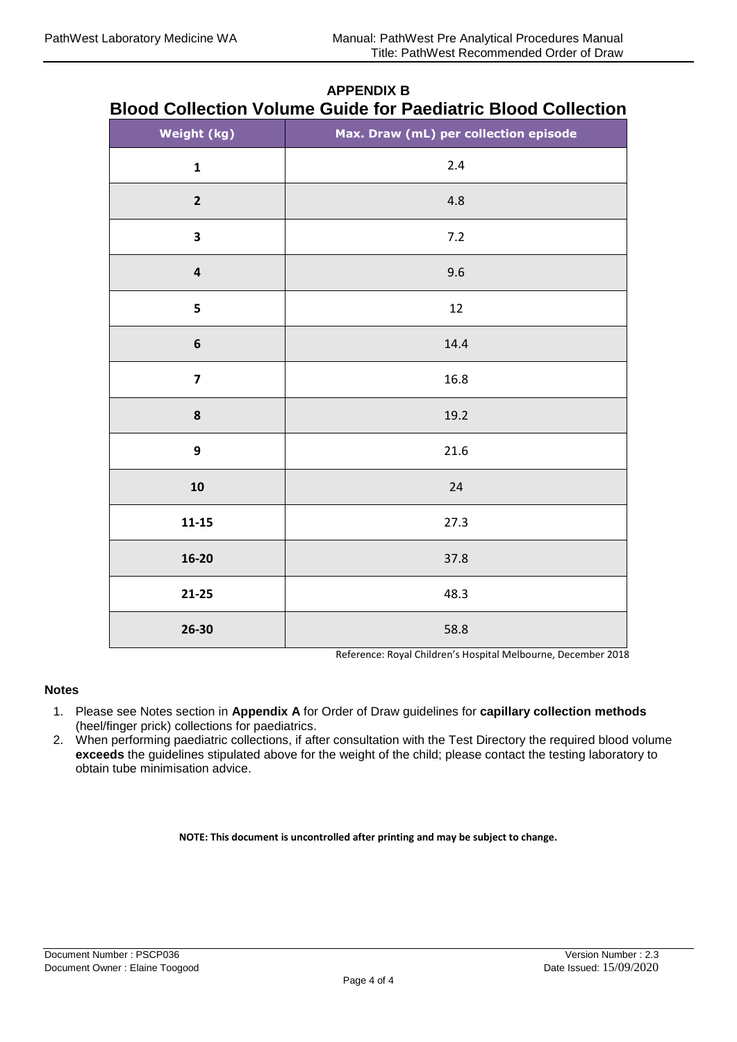## APPENDIX B

# Blood Collection Volume Guide for Paediatric Blood Collection

| Weight (kg) | Max. Draw (mL) per collection episode |
|---|---|
| **1** | 2.4 |
| **2** | 4.8 |
| **3** | 7.2 |
| **4** | 9.6 |
| **5** | 12 |
| **6** | 14.4 |
| **7** | 16.8 |
| **8** | 19.2 |
| **9** | 21.6 |
| **10** | 24 |
| **11-15** | 27.3 |
| **16-20** | 37.8 |
| **21-25** | 48.3 |
| **26-30** | 58.8 |

Reference: Royal Children's Hospital Melbourne, December 2018

**Notes**

1. Please see Notes section in **Appendix A** for Order of Draw guidelines for **capillary collection methods** (heel/finger prick) collections for paediatrics.
2. When performing paediatric collections, if after consultation with the Test Directory the required blood volume **exceeds** the guidelines stipulated above for the weight of the child; please contact the testing laboratory to obtain tube minimisation advice.

**NOTE: This document is uncontrolled after printing and may be subject to change.**